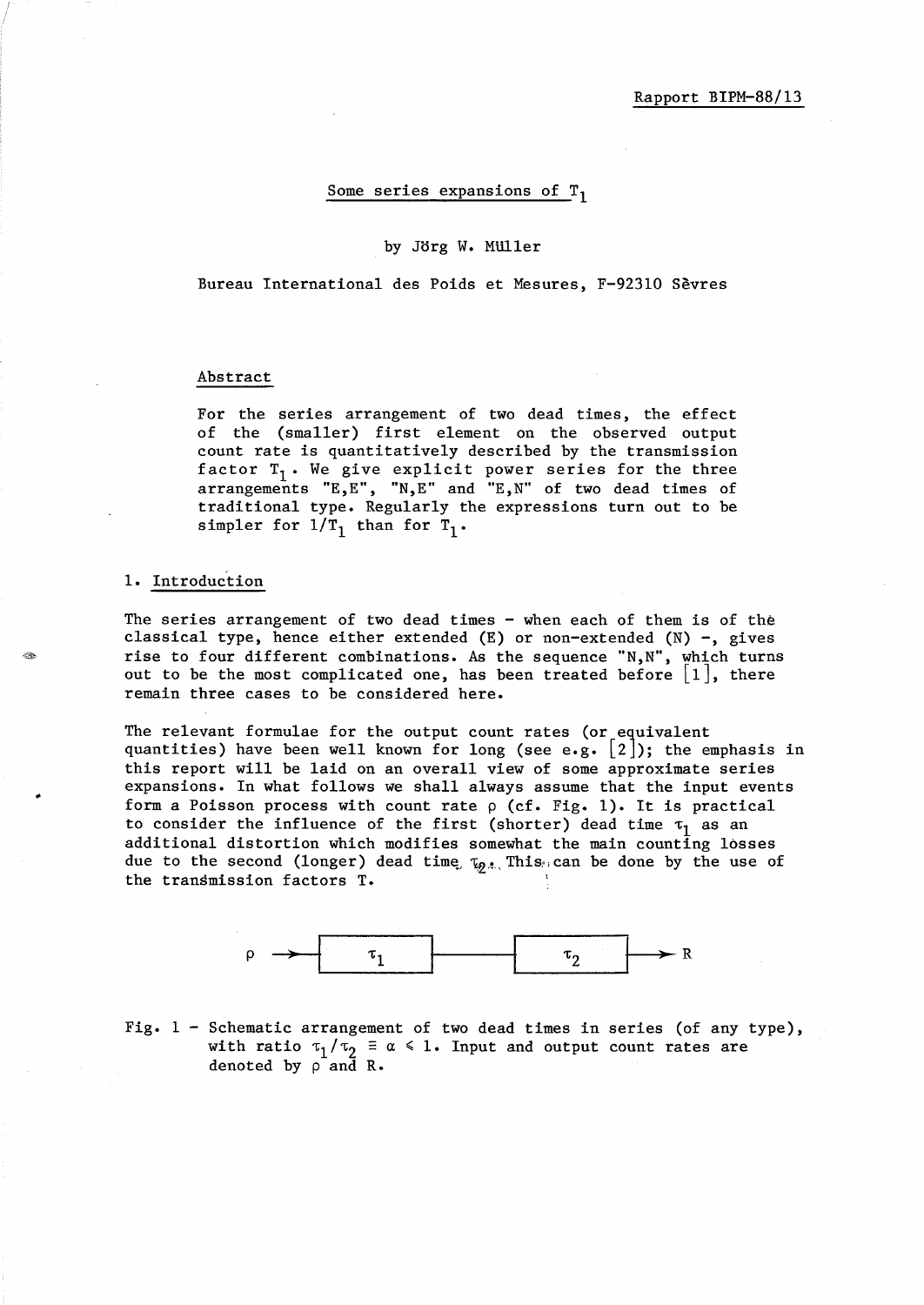Rapport BIPM-88/13

# Some series expansions of $T_1$

by Jörg W. Müller

Bureau International des Poids et Mesures, F-92310 Sèvres

## Abstract

For the series arrangement of two dead times, the effect of the (smaller) first element on the observed output count rate is quantitatively described by the transmission factor $T_1$. We give explicit power series for the three arrangements "E,E", "N,E" and "E,N" of two dead times of traditional type. Regularly the expressions turn out to be simpler for $1/T_1$ than for $T_1$.

## 1. Introduction

The series arrangement of two dead times - when each of them is of the classical type, hence either extended (E) or non-extended (N) -, gives rise to four different combinations. As the sequence "N,N", which turns out to be the most complicated one, has been treated before [1], there remain three cases to be considered here.

The relevant formulae for the output count rates (or equivalent quantities) have been well known for long (see e.g. [2]); the emphasis in this report will be laid on an overall view of some approximate series expansions. In what follows we shall always assume that the input events form a Poisson process with count rate $\rho$ (cf. Fig. 1). It is practical to consider the influence of the first (shorter) dead time $\tau_1$ as an additional distortion which modifies somewhat the main counting losses due to the second (longer) dead time $\tau_2$. This can be done by the use of the transmission factors T.

$\rho$ → [ $\tau_1$ ] —— [ $\tau_2$ ] → R

Fig. 1 - Schematic arrangement of two dead times in series (of any type), with ratio $\tau_1/\tau_2 \equiv \alpha \leqslant 1$. Input and output count rates are denoted by $\rho$ and R.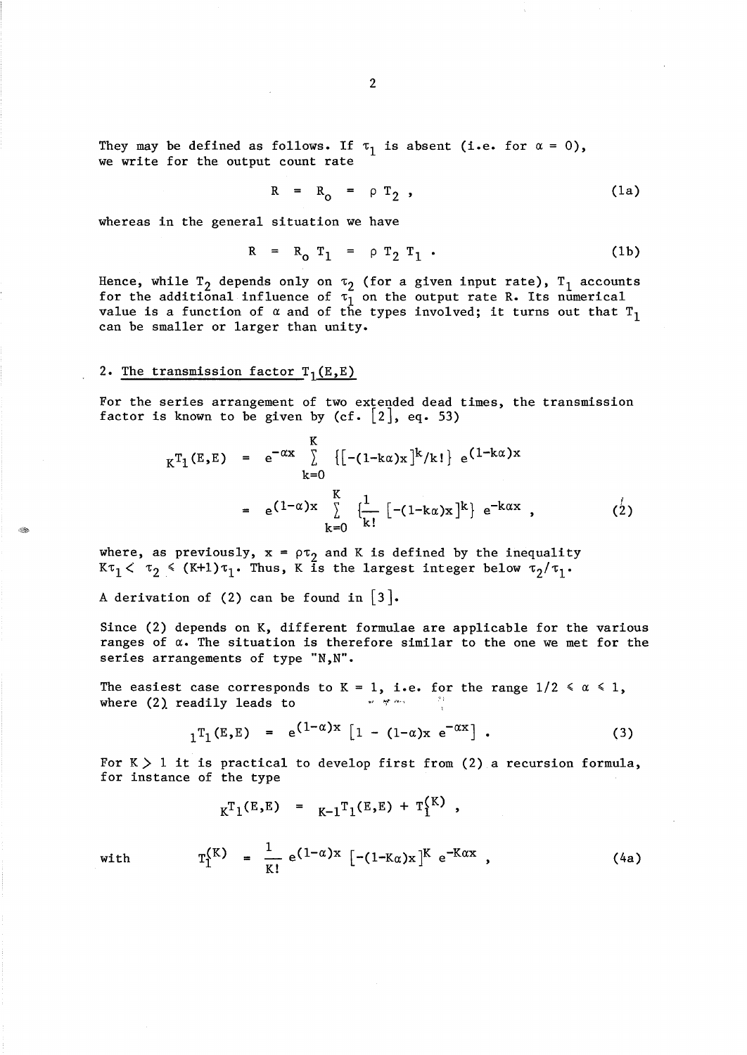They may be defined as follows. If $\tau_1$ is absent (i.e. for $\alpha = 0$), we write for the output count rate

$$R = R_o = \rho T_2 , \tag{1a}$$

whereas in the general situation we have

$$R = R_o T_1 = \rho T_2 T_1 . \tag{1b}$$

Hence, while $T_2$ depends only on $\tau_2$ (for a given input rate), $T_1$ accounts for the additional influence of $\tau_1$ on the output rate R. Its numerical value is a function of $\alpha$ and of the types involved; it turns out that $T_1$ can be smaller or larger than unity.

## 2. The transmission factor $T_1(E,E)$

For the series arrangement of two extended dead times, the transmission factor is known to be given by (cf. [2], eq. 53)

$$\begin{aligned} {}_K T_1(E,E) &= e^{-\alpha x} \sum_{k=0}^{K} \{[-(1-k\alpha)x]^k/k!\}\ e^{(1-k\alpha)x} \\ &= e^{(1-\alpha)x} \sum_{k=0}^{K} \{\frac{1}{k!} [-(1-k\alpha)x]^k\}\ e^{-k\alpha x} , \end{aligned} \tag{2}$$

where, as previously, $x = \rho\tau_2$ and K is defined by the inequality $K\tau_1 < \tau_2 \leqslant (K+1)\tau_1$. Thus, K is the largest integer below $\tau_2/\tau_1$.

A derivation of (2) can be found in [3].

Since (2) depends on K, different formulae are applicable for the various ranges of $\alpha$. The situation is therefore similar to the one we met for the series arrangements of type "N,N".

The easiest case corresponds to K = 1, i.e. for the range $1/2 \leqslant \alpha \leqslant 1$, where (2) readily leads to

$${}_1T_1(E,E) = e^{(1-\alpha)x} [1 - (1-\alpha)x\ e^{-\alpha x}] . \tag{3}$$

For $K > 1$ it is practical to develop first from (2) a recursion formula, for instance of the type

$${}_K T_1(E,E) = {}_{K-1}T_1(E,E) + T_1^{(K)} ,$$

with
$$T_1^{(K)} = \frac{1}{K!} e^{(1-\alpha)x} [-(1-K\alpha)x]^K e^{-K\alpha x} , \tag{4a}$$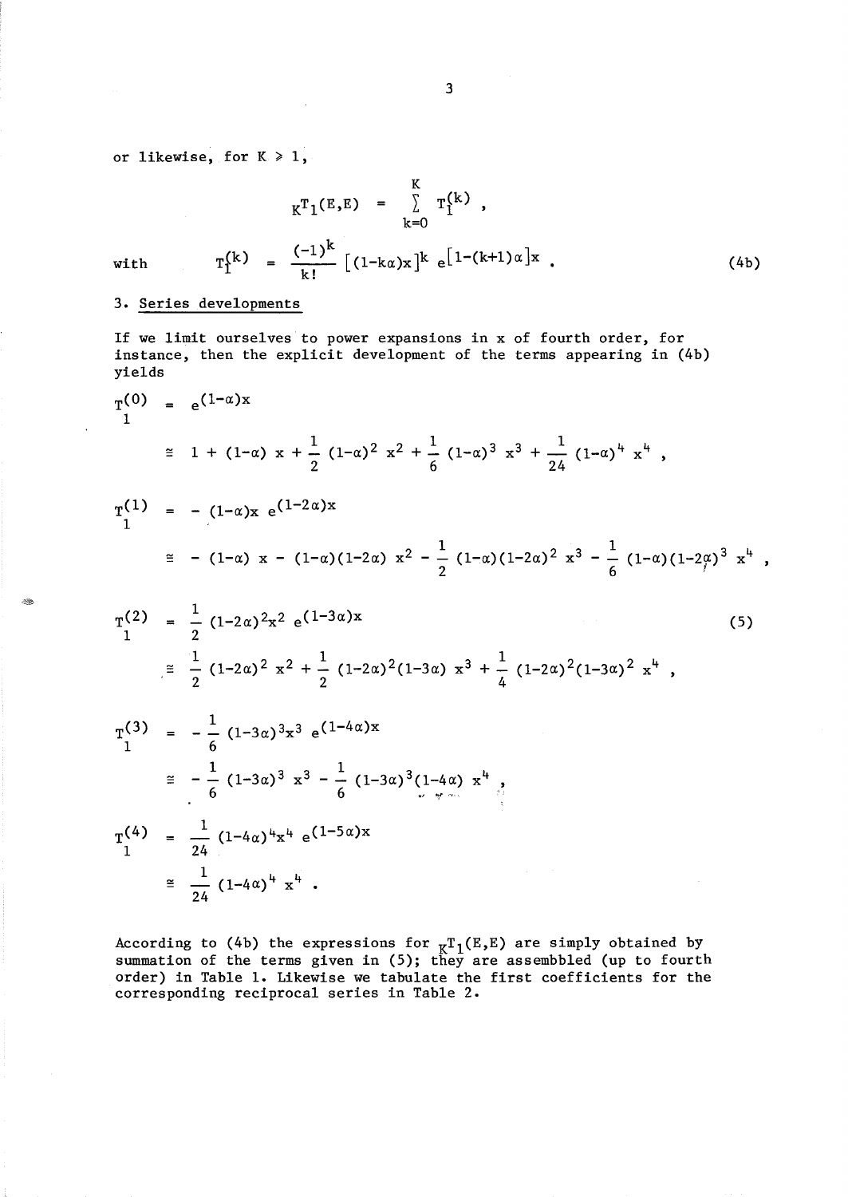or likewise, for $K \geq 1$,

$$
{}_K T_1(E,E) = \sum_{k=0}^{K} T_1^{(k)} ,
$$

with
$$
T_1^{(k)} = \frac{(-1)^k}{k!} \left[(1-k\alpha)x\right]^k e^{\left[1-(k+1)\alpha\right]x} . \tag{4b}
$$

## 3. Series developments

If we limit ourselves to power expansions in x of fourth order, for instance, then the explicit development of the terms appearing in (4b) yields

$$
\begin{aligned}
T_1^{(0)} &= e^{(1-\alpha)x} \\
&\cong 1 + (1-\alpha)\, x + \frac{1}{2}\,(1-\alpha)^2\, x^2 + \frac{1}{6}\,(1-\alpha)^3\, x^3 + \frac{1}{24}\,(1-\alpha)^4\, x^4 , \\[1em]
T_1^{(1)} &= -\,(1-\alpha)x\; e^{(1-2\alpha)x} \\
&\cong -\,(1-\alpha)\, x - (1-\alpha)(1-2\alpha)\, x^2 - \frac{1}{2}\,(1-\alpha)(1-2\alpha)^2\, x^3 - \frac{1}{6}\,(1-\alpha)(1-2\alpha)^3\, x^4 , \\[1em]
T_1^{(2)} &= \frac{1}{2}\,(1-2\alpha)^2 x^2\; e^{(1-3\alpha)x} \\
&\cong \frac{1}{2}\,(1-2\alpha)^2\, x^2 + \frac{1}{2}\,(1-2\alpha)^2(1-3\alpha)\, x^3 + \frac{1}{4}\,(1-2\alpha)^2(1-3\alpha)^2\, x^4 , \\[1em]
T_1^{(3)} &= -\,\frac{1}{6}\,(1-3\alpha)^3 x^3\; e^{(1-4\alpha)x} \\
&\cong -\,\frac{1}{6}\,(1-3\alpha)^3\, x^3 - \frac{1}{6}\,(1-3\alpha)^3(1-4\alpha)\, x^4 , \\[1em]
T_1^{(4)} &= \frac{1}{24}\,(1-4\alpha)^4 x^4\; e^{(1-5\alpha)x} \\
&\cong \frac{1}{24}\,(1-4\alpha)^4\, x^4 .
\end{aligned} \tag{5}
$$

According to (4b) the expressions for ${}_K T_1(E,E)$ are simply obtained by summation of the terms given in (5); they are assembbled (up to fourth order) in Table 1. Likewise we tabulate the first coefficients for the corresponding reciprocal series in Table 2.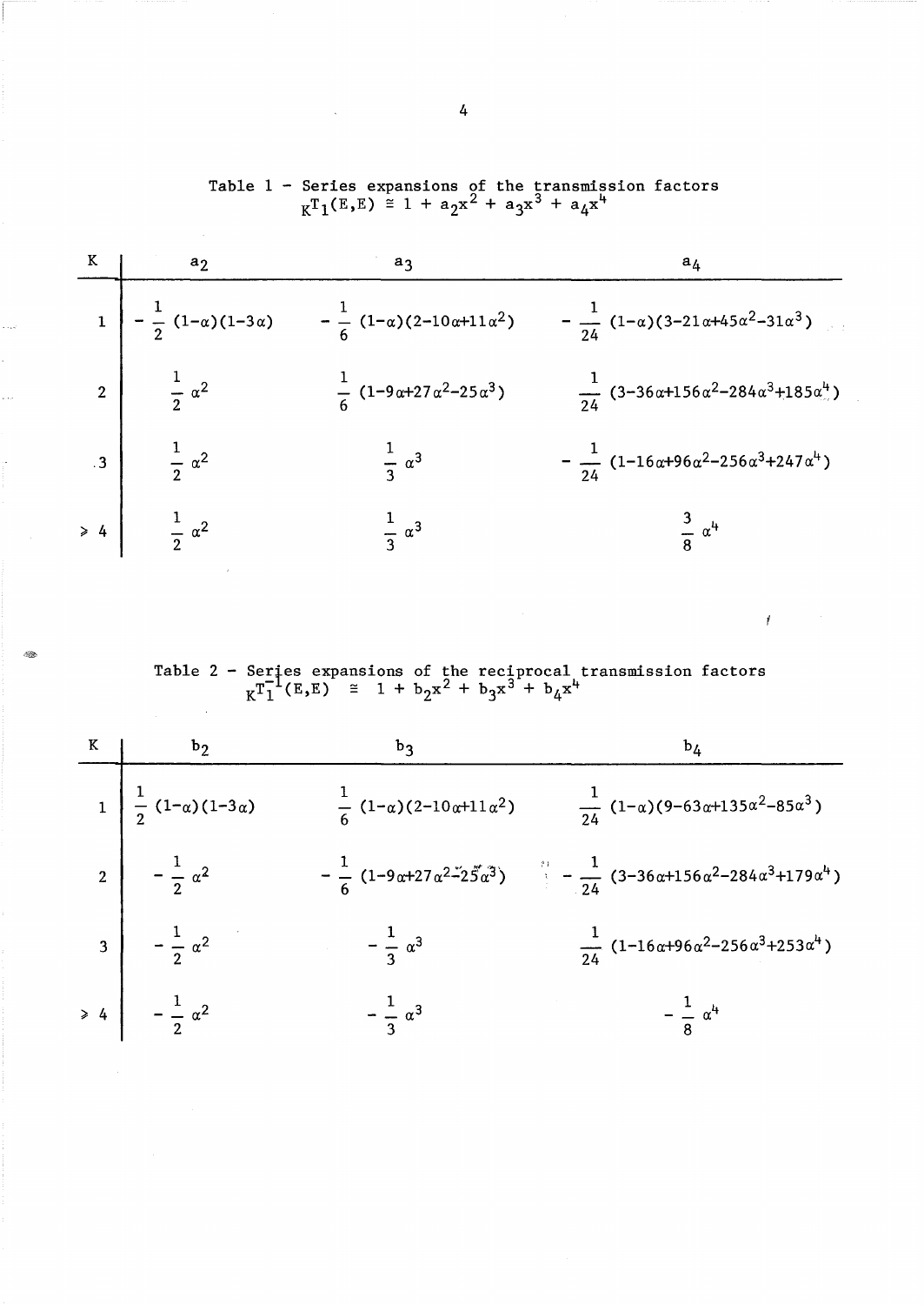Table 1 - Series expansions of the transmission factors $_K T_1(E,E) \cong 1 + a_2 x^2 + a_3 x^3 + a_4 x^4$

| K | $a_2$ | $a_3$ | $a_4$ |
|---|---|---|---|
| 1 | $-\frac{1}{2}(1-\alpha)(1-3\alpha)$ | $-\frac{1}{6}(1-\alpha)(2-10\alpha+11\alpha^2)$ | $-\frac{1}{24}(1-\alpha)(3-21\alpha+45\alpha^2-31\alpha^3)$ |
| 2 | $\frac{1}{2}\alpha^2$ | $\frac{1}{6}(1-9\alpha+27\alpha^2-25\alpha^3)$ | $\frac{1}{24}(3-36\alpha+156\alpha^2-284\alpha^3+185\alpha^4)$ |
| 3 | $\frac{1}{2}\alpha^2$ | $\frac{1}{3}\alpha^3$ | $-\frac{1}{24}(1-16\alpha+96\alpha^2-256\alpha^3+247\alpha^4)$ |
| $\geqslant 4$ | $\frac{1}{2}\alpha^2$ | $\frac{1}{3}\alpha^3$ | $\frac{3}{8}\alpha^4$ |

Table 2 - Series expansions of the reciprocal transmission factors $_K T_1^{-1}(E,E) \cong 1 + b_2 x^2 + b_3 x^3 + b_4 x^4$

| K | $b_2$ | $b_3$ | $b_4$ |
|---|---|---|---|
| 1 | $\frac{1}{2}(1-\alpha)(1-3\alpha)$ | $\frac{1}{6}(1-\alpha)(2-10\alpha+11\alpha^2)$ | $\frac{1}{24}(1-\alpha)(9-63\alpha+135\alpha^2-85\alpha^3)$ |
| 2 | $-\frac{1}{2}\alpha^2$ | $-\frac{1}{6}(1-9\alpha+27\alpha^2-25\alpha^3)$ | $-\frac{1}{24}(3-36\alpha+156\alpha^2-284\alpha^3+179\alpha^4)$ |
| 3 | $-\frac{1}{2}\alpha^2$ | $-\frac{1}{3}\alpha^3$ | $\frac{1}{24}(1-16\alpha+96\alpha^2-256\alpha^3+253\alpha^4)$ |
| $\geqslant 4$ | $-\frac{1}{2}\alpha^2$ | $-\frac{1}{3}\alpha^3$ | $-\frac{1}{8}\alpha^4$ |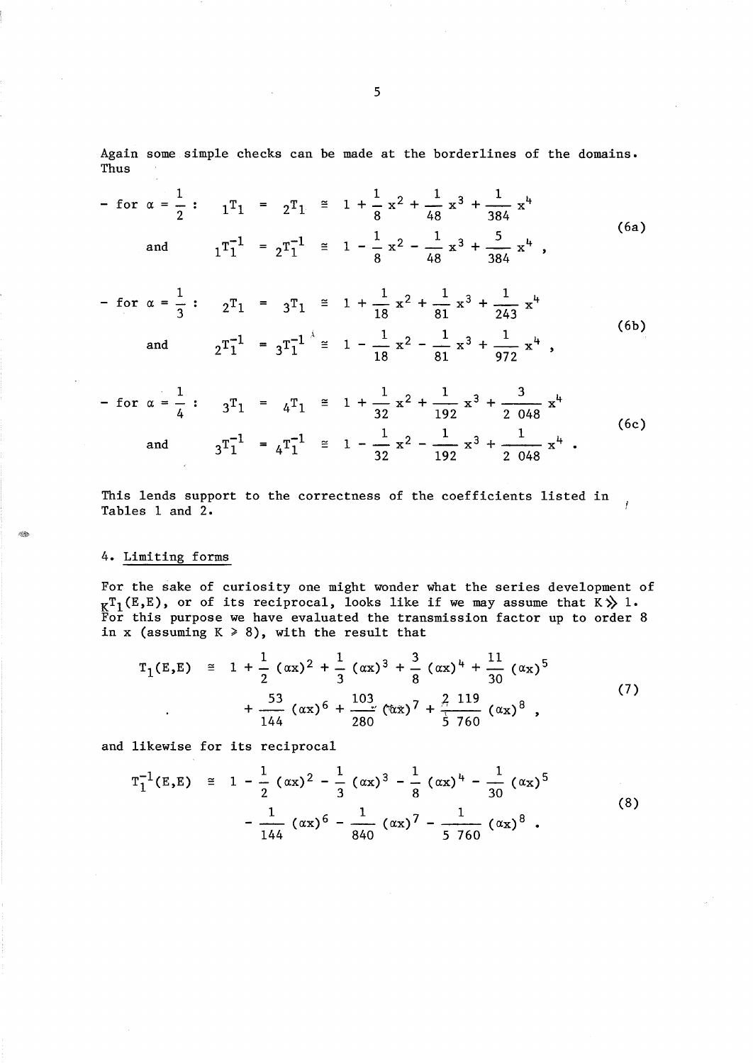Again some simple checks can be made at the borderlines of the domains. Thus

$$
\begin{aligned}
&- \text{ for } \alpha = \frac{1}{2}: \quad {}_1T_1 = {}_2T_1 \cong 1 + \frac{1}{8}x^2 + \frac{1}{48}x^3 + \frac{1}{384}x^4 \\
&\qquad \text{and} \quad {}_1T_1^{-1} = {}_2T_1^{-1} \cong 1 - \frac{1}{8}x^2 - \frac{1}{48}x^3 + \frac{5}{384}x^4 ,
\end{aligned}
\tag{6a}
$$

$$
\begin{aligned}
&- \text{ for } \alpha = \frac{1}{3}: \quad {}_2T_1 = {}_3T_1 \cong 1 + \frac{1}{18}x^2 + \frac{1}{81}x^3 + \frac{1}{243}x^4 \\
&\qquad \text{and} \quad {}_2T_1^{-1} = {}_3T_1^{-1} \cong 1 - \frac{1}{18}x^2 - \frac{1}{81}x^3 + \frac{1}{972}x^4 ,
\end{aligned}
\tag{6b}
$$

$$
\begin{aligned}
&- \text{ for } \alpha = \frac{1}{4}: \quad {}_3T_1 = {}_4T_1 \cong 1 + \frac{1}{32}x^2 + \frac{1}{192}x^3 + \frac{3}{2\,048}x^4 \\
&\qquad \text{and} \quad {}_3T_1^{-1} = {}_4T_1^{-1} \cong 1 - \frac{1}{32}x^2 - \frac{1}{192}x^3 + \frac{1}{2\,048}x^4 .
\end{aligned}
\tag{6c}
$$

This lends support to the correctness of the coefficients listed in Tables 1 and 2.

## 4. Limiting forms

For the sake of curiosity one might wonder what the series development of ${}_KT_1(E,E)$, or of its reciprocal, looks like if we may assume that $K \gg 1$. For this purpose we have evaluated the transmission factor up to order 8 in x (assuming $K \geq 8$), with the result that

$$
\begin{aligned}
T_1(E,E) \cong\ & 1 + \frac{1}{2}(\alpha x)^2 + \frac{1}{3}(\alpha x)^3 + \frac{3}{8}(\alpha x)^4 + \frac{11}{30}(\alpha x)^5 \\
& + \frac{53}{144}(\alpha x)^6 + \frac{103}{280}(\alpha x)^7 + \frac{2\,119}{5\,760}(\alpha x)^8 ,
\end{aligned}
\tag{7}
$$

and likewise for its reciprocal

$$
\begin{aligned}
T_1^{-1}(E,E) \cong\ & 1 - \frac{1}{2}(\alpha x)^2 - \frac{1}{3}(\alpha x)^3 - \frac{1}{8}(\alpha x)^4 - \frac{1}{30}(\alpha x)^5 \\
& - \frac{1}{144}(\alpha x)^6 - \frac{1}{840}(\alpha x)^7 - \frac{1}{5\,760}(\alpha x)^8 .
\end{aligned}
\tag{8}
$$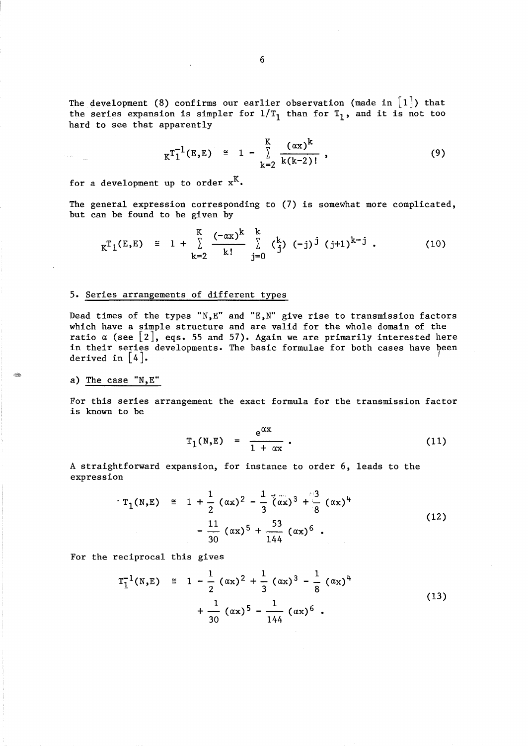The development (8) confirms our earlier observation (made in [1]) that the series expansion is simpler for $1/T_1$ than for $T_1$, and it is not too hard to see that apparently

$$
{}_K T_1^{-1}(E,E) \;\cong\; 1 - \sum_{k=2}^{K} \frac{(\alpha x)^k}{k(k-2)!}\,, \tag{9}
$$

for a development up to order $x^K$.

The general expression corresponding to (7) is somewhat more complicated, but can be found to be given by

$$
{}_K T_1(E,E) \;\cong\; 1 + \sum_{k=2}^{K} \frac{(-\alpha x)^k}{k!} \sum_{j=0}^{k} \binom{k}{j} (-j)^j \, (j+1)^{k-j} \,. \tag{10}
$$

## 5. Series arrangements of different types

Dead times of the types "N,E" and "E,N" give rise to transmission factors which have a simple structure and are valid for the whole domain of the ratio $\alpha$ (see [2], eqs. 55 and 57). Again we are primarily interested here in their series developments. The basic formulae for both cases have been derived in [4].

### a) The case "N,E"

For this series arrangement the exact formula for the transmission factor is known to be

$$
T_1(N,E) \;=\; \frac{e^{\alpha x}}{1 + \alpha x} \,. \tag{11}
$$

A straightforward expansion, for instance to order 6, leads to the expression

$$
\begin{aligned}
T_1(N,E) \;\cong\; & 1 + \frac{1}{2}(\alpha x)^2 - \frac{1}{3}(\alpha x)^3 + \frac{3}{8}(\alpha x)^4 \\
& - \frac{11}{30}(\alpha x)^5 + \frac{53}{144}(\alpha x)^6 \,.
\end{aligned} \tag{12}
$$

For the reciprocal this gives

$$
\begin{aligned}
T_1^{-1}(N,E) \;\cong\; & 1 - \frac{1}{2}(\alpha x)^2 + \frac{1}{3}(\alpha x)^3 - \frac{1}{8}(\alpha x)^4 \\
& + \frac{1}{30}(\alpha x)^5 - \frac{1}{144}(\alpha x)^6 \,.
\end{aligned} \tag{13}
$$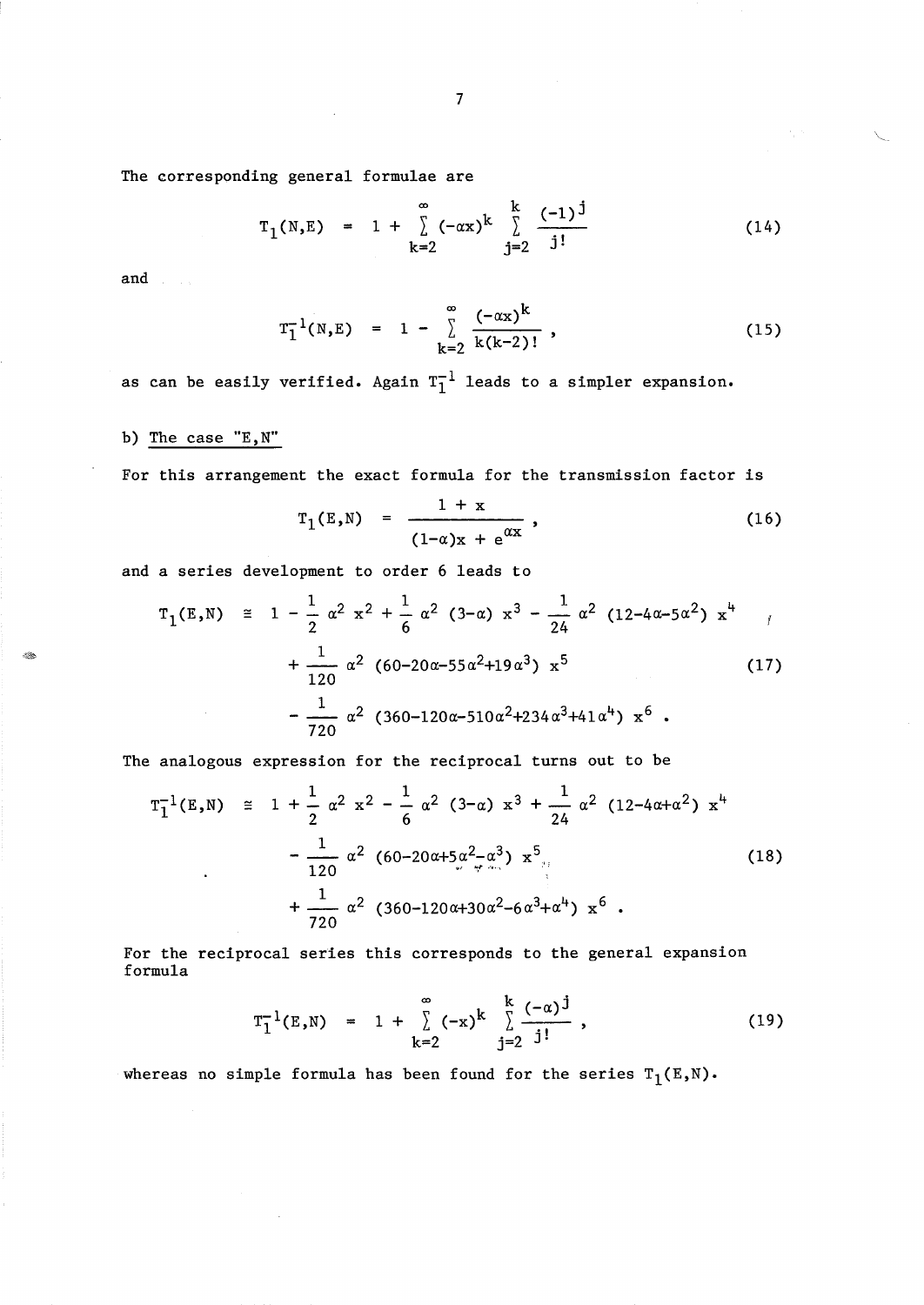The corresponding general formulae are

$$T_1(N,E) = 1 + \sum_{k=2}^{\infty} (-\alpha x)^k \sum_{j=2}^{k} \frac{(-1)^j}{j!} \tag{14}$$

and

$$T_1^{-1}(N,E) = 1 - \sum_{k=2}^{\infty} \frac{(-\alpha x)^k}{k(k-2)!} , \tag{15}$$

as can be easily verified. Again $T_1^{-1}$ leads to a simpler expansion.

b) The case "E,N"

For this arrangement the exact formula for the transmission factor is

$$T_1(E,N) = \frac{1 + x}{(1-\alpha)x + e^{\alpha x}} , \tag{16}$$

and a series development to order 6 leads to

$$\begin{aligned} T_1(E,N) \cong\ & 1 - \frac{1}{2}\alpha^2 x^2 + \frac{1}{6}\alpha^2 (3-\alpha) x^3 - \frac{1}{24}\alpha^2 (12-4\alpha-5\alpha^2) x^4 \\ & + \frac{1}{120}\alpha^2 (60-20\alpha-55\alpha^2+19\alpha^3) x^5 \\ & - \frac{1}{720}\alpha^2 (360-120\alpha-510\alpha^2+234\alpha^3+41\alpha^4) x^6 . \end{aligned} \tag{17}$$

The analogous expression for the reciprocal turns out to be

$$\begin{aligned} T_1^{-1}(E,N) \cong\ & 1 + \frac{1}{2}\alpha^2 x^2 - \frac{1}{6}\alpha^2 (3-\alpha) x^3 + \frac{1}{24}\alpha^2 (12-4\alpha+\alpha^2) x^4 \\ & - \frac{1}{120}\alpha^2 (60-20\alpha+5\alpha^2-\alpha^3) x^5 \\ & + \frac{1}{720}\alpha^2 (360-120\alpha+30\alpha^2-6\alpha^3+\alpha^4) x^6 . \end{aligned} \tag{18}$$

For the reciprocal series this corresponds to the general expansion formula

$$T_1^{-1}(E,N) = 1 + \sum_{k=2}^{\infty} (-x)^k \sum_{j=2}^{k} \frac{(-\alpha)^j}{j!} , \tag{19}$$

whereas no simple formula has been found for the series $T_1(E,N)$.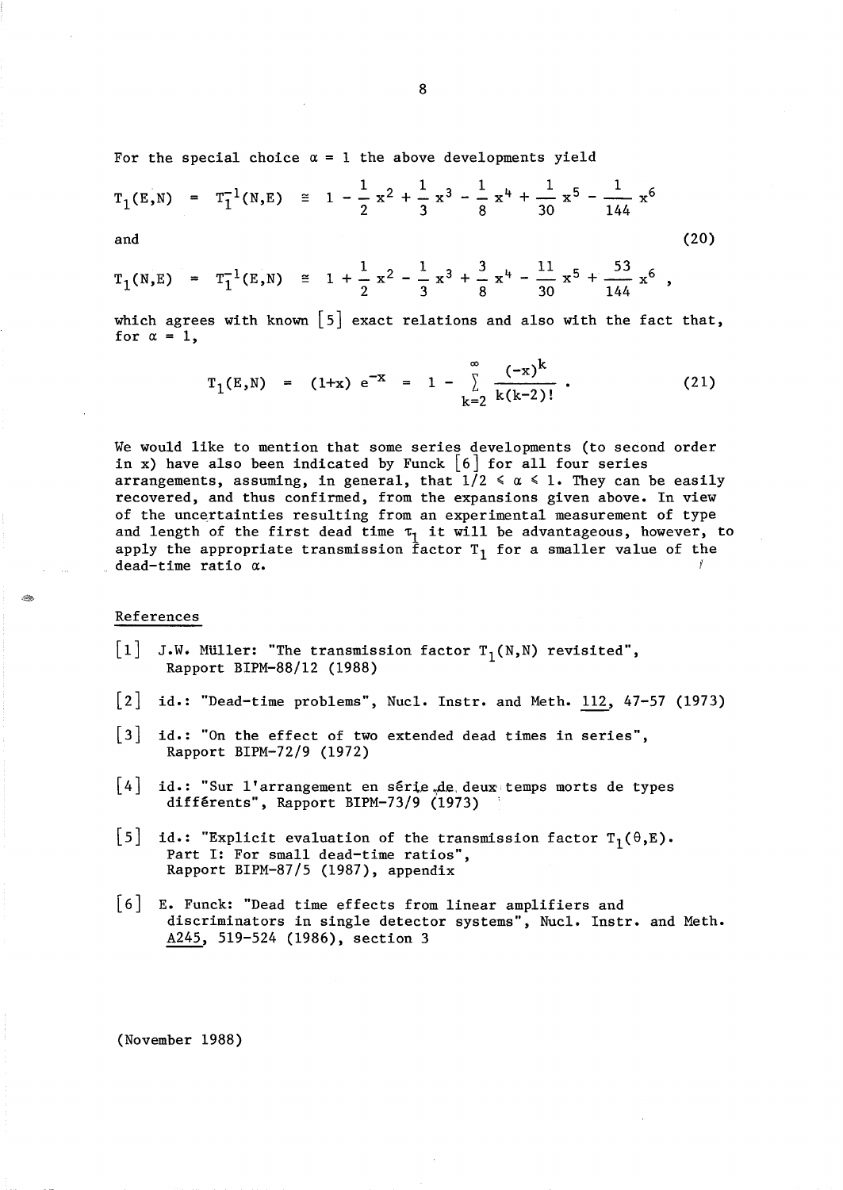For the special choice $\alpha = 1$ the above developments yield

$$T_1(E,N) = T_1^{-1}(N,E) \cong 1 - \frac{1}{2}x^2 + \frac{1}{3}x^3 - \frac{1}{8}x^4 + \frac{1}{30}x^5 - \frac{1}{144}x^6$$

and (20)

$$T_1(N,E) = T_1^{-1}(E,N) \cong 1 + \frac{1}{2}x^2 - \frac{1}{3}x^3 + \frac{3}{8}x^4 - \frac{11}{30}x^5 + \frac{53}{144}x^6 ,$$

which agrees with known [5] exact relations and also with the fact that, for $\alpha = 1$,

$$T_1(E,N) = (1+x)\, e^{-x} = 1 - \sum_{k=2}^{\infty} \frac{(-x)^k}{k(k-2)!} . \tag{21}$$

We would like to mention that some series developments (to second order in x) have also been indicated by Funck [6] for all four series arrangements, assuming, in general, that $1/2 \leqslant \alpha \leqslant 1$. They can be easily recovered, and thus confirmed, from the expansions given above. In view of the uncertainties resulting from an experimental measurement of type and length of the first dead time $\tau_1$ it will be advantageous, however, to apply the appropriate transmission factor $T_1$ for a smaller value of the dead-time ratio $\alpha$.

## References

[1] J.W. Müller: "The transmission factor $T_1(N,N)$ revisited", Rapport BIPM-88/12 (1988)

[2] id.: "Dead-time problems", Nucl. Instr. and Meth. 112, 47-57 (1973)

[3] id.: "On the effect of two extended dead times in series", Rapport BIPM-72/9 (1972)

[4] id.: "Sur l'arrangement en série de deux temps morts de types différents", Rapport BIPM-73/9 (1973)

[5] id.: "Explicit evaluation of the transmission factor $T_1(\theta,E)$. Part I: For small dead-time ratios", Rapport BIPM-87/5 (1987), appendix

[6] E. Funck: "Dead time effects from linear amplifiers and discriminators in single detector systems", Nucl. Instr. and Meth. A245, 519-524 (1986), section 3

(November 1988)